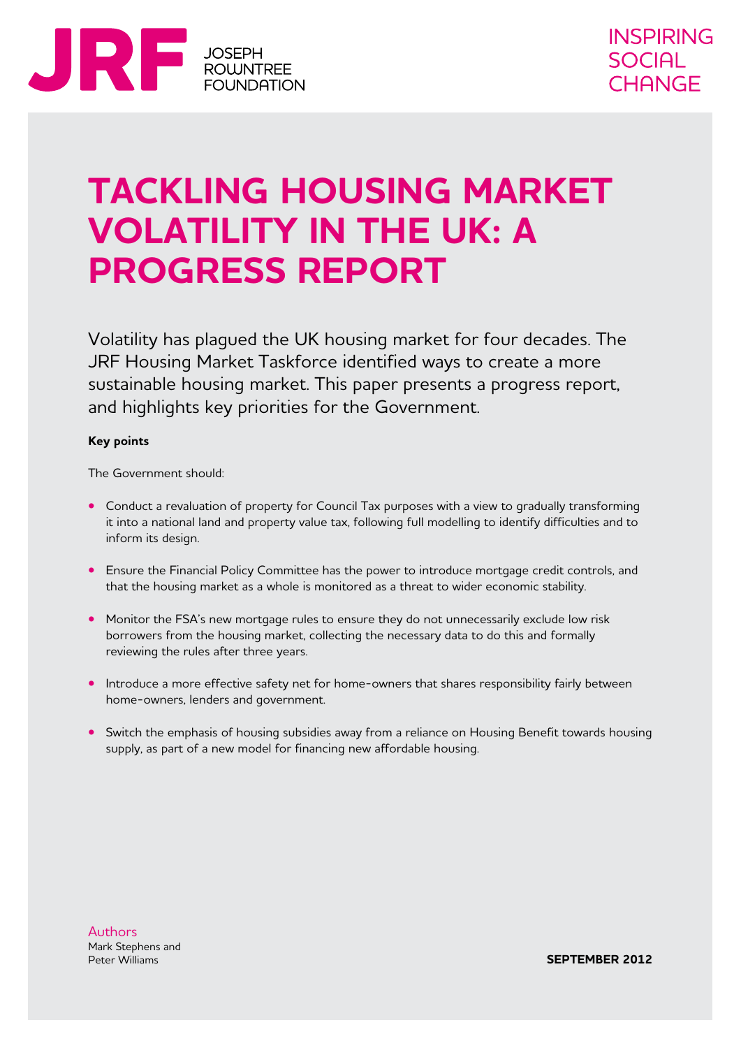JRF JOSEPH ROWNTREE FOUNDATION

INSPIRING SOCIAL CHANGE

# TACKLING HOUSING MARKET VOLATILITY IN THE UK: A PROGRESS REPORT

Volatility has plagued the UK housing market for four decades. The JRF Housing Market Taskforce identified ways to create a more sustainable housing market. This paper presents a progress report, and highlights key priorities for the Government.

**Key points**

The Government should:

- Conduct a revaluation of property for Council Tax purposes with a view to gradually transforming it into a national land and property value tax, following full modelling to identify difficulties and to inform its design.
- Ensure the Financial Policy Committee has the power to introduce mortgage credit controls, and that the housing market as a whole is monitored as a threat to wider economic stability.
- Monitor the FSA's new mortgage rules to ensure they do not unnecessarily exclude low risk borrowers from the housing market, collecting the necessary data to do this and formally reviewing the rules after three years.
- Introduce a more effective safety net for home-owners that shares responsibility fairly between home-owners, lenders and government.
- Switch the emphasis of housing subsidies away from a reliance on Housing Benefit towards housing supply, as part of a new model for financing new affordable housing.

Authors
Mark Stephens and
Peter Williams

**SEPTEMBER 2012**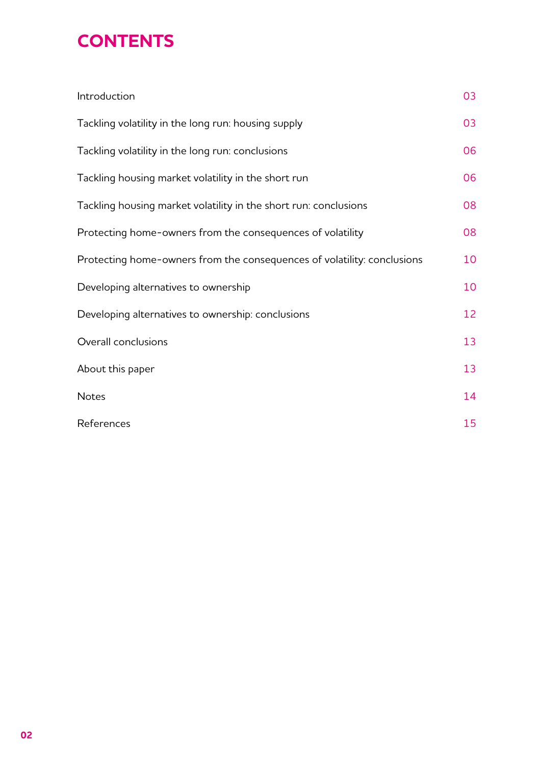# CONTENTS

| | |
|---|---|
| Introduction | 03 |
| Tackling volatility in the long run: housing supply | 03 |
| Tackling volatility in the long run: conclusions | 06 |
| Tackling housing market volatility in the short run | 06 |
| Tackling housing market volatility in the short run: conclusions | 08 |
| Protecting home-owners from the consequences of volatility | 08 |
| Protecting home-owners from the consequences of volatility: conclusions | 10 |
| Developing alternatives to ownership | 10 |
| Developing alternatives to ownership: conclusions | 12 |
| Overall conclusions | 13 |
| About this paper | 13 |
| Notes | 14 |
| References | 15 |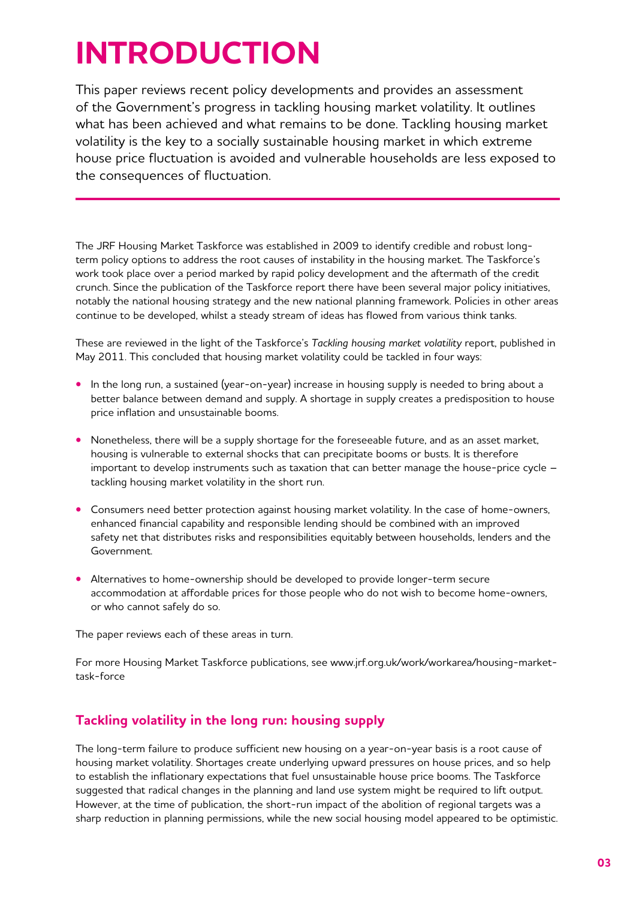# INTRODUCTION

This paper reviews recent policy developments and provides an assessment of the Government's progress in tackling housing market volatility. It outlines what has been achieved and what remains to be done. Tackling housing market volatility is the key to a socially sustainable housing market in which extreme house price fluctuation is avoided and vulnerable households are less exposed to the consequences of fluctuation.

The JRF Housing Market Taskforce was established in 2009 to identify credible and robust long-term policy options to address the root causes of instability in the housing market. The Taskforce's work took place over a period marked by rapid policy development and the aftermath of the credit crunch. Since the publication of the Taskforce report there have been several major policy initiatives, notably the national housing strategy and the new national planning framework. Policies in other areas continue to be developed, whilst a steady stream of ideas has flowed from various think tanks.

These are reviewed in the light of the Taskforce's *Tackling housing market volatility* report, published in May 2011. This concluded that housing market volatility could be tackled in four ways:

- In the long run, a sustained (year-on-year) increase in housing supply is needed to bring about a better balance between demand and supply. A shortage in supply creates a predisposition to house price inflation and unsustainable booms.
- Nonetheless, there will be a supply shortage for the foreseeable future, and as an asset market, housing is vulnerable to external shocks that can precipitate booms or busts. It is therefore important to develop instruments such as taxation that can better manage the house-price cycle – tackling housing market volatility in the short run.
- Consumers need better protection against housing market volatility. In the case of home-owners, enhanced financial capability and responsible lending should be combined with an improved safety net that distributes risks and responsibilities equitably between households, lenders and the Government.
- Alternatives to home-ownership should be developed to provide longer-term secure accommodation at affordable prices for those people who do not wish to become home-owners, or who cannot safely do so.

The paper reviews each of these areas in turn.

For more Housing Market Taskforce publications, see www.jrf.org.uk/work/workarea/housing-market-task-force

## Tackling volatility in the long run: housing supply

The long-term failure to produce sufficient new housing on a year-on-year basis is a root cause of housing market volatility. Shortages create underlying upward pressures on house prices, and so help to establish the inflationary expectations that fuel unsustainable house price booms. The Taskforce suggested that radical changes in the planning and land use system might be required to lift output. However, at the time of publication, the short-run impact of the abolition of regional targets was a sharp reduction in planning permissions, while the new social housing model appeared to be optimistic.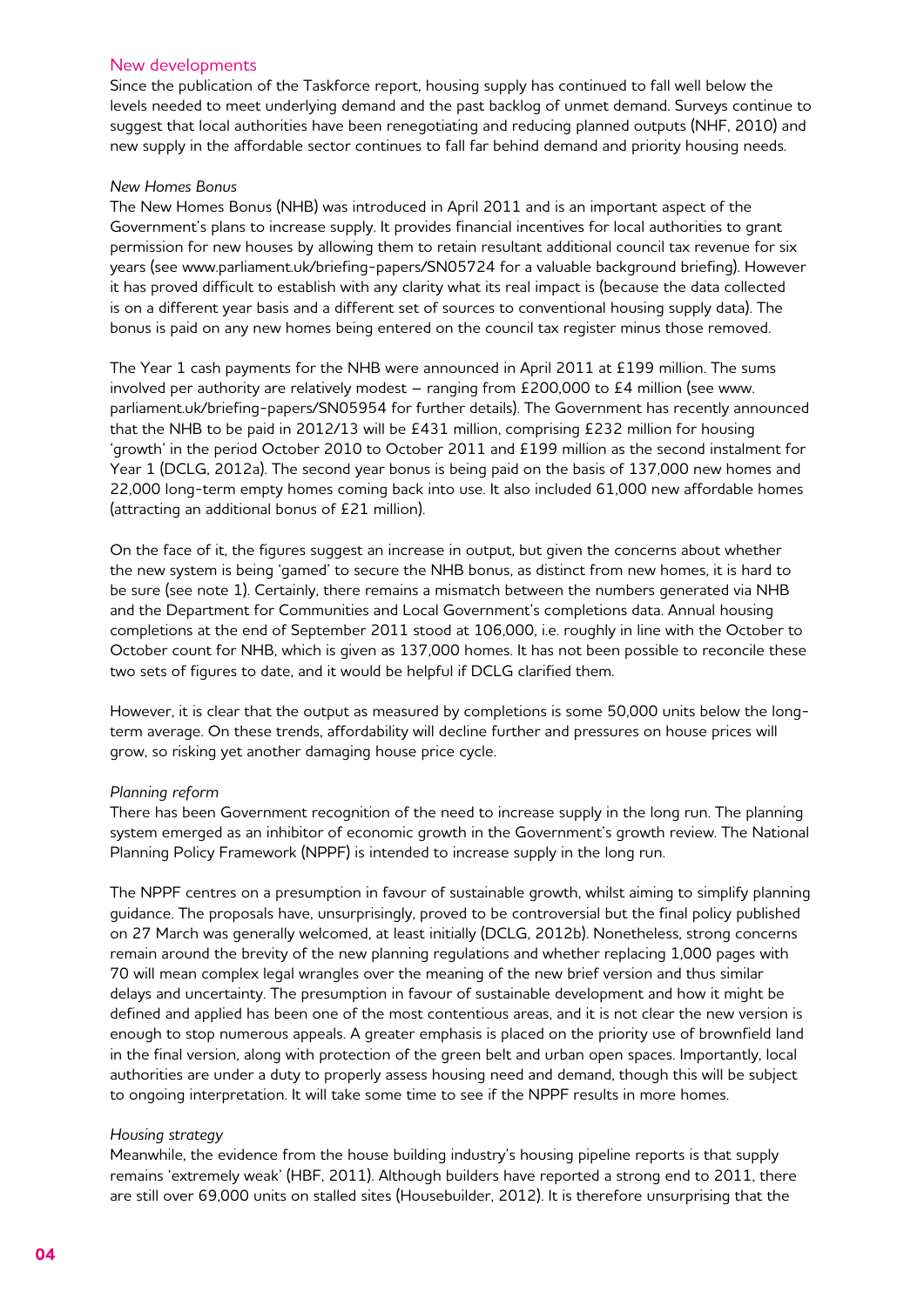## New developments

Since the publication of the Taskforce report, housing supply has continued to fall well below the levels needed to meet underlying demand and the past backlog of unmet demand. Surveys continue to suggest that local authorities have been renegotiating and reducing planned outputs (NHF, 2010) and new supply in the affordable sector continues to fall far behind demand and priority housing needs.

### *New Homes Bonus*

The New Homes Bonus (NHB) was introduced in April 2011 and is an important aspect of the Government's plans to increase supply. It provides financial incentives for local authorities to grant permission for new houses by allowing them to retain resultant additional council tax revenue for six years (see www.parliament.uk/briefing-papers/SN05724 for a valuable background briefing). However it has proved difficult to establish with any clarity what its real impact is (because the data collected is on a different year basis and a different set of sources to conventional housing supply data). The bonus is paid on any new homes being entered on the council tax register minus those removed.

The Year 1 cash payments for the NHB were announced in April 2011 at £199 million. The sums involved per authority are relatively modest – ranging from £200,000 to £4 million (see www.parliament.uk/briefing-papers/SN05954 for further details). The Government has recently announced that the NHB to be paid in 2012/13 will be £431 million, comprising £232 million for housing 'growth' in the period October 2010 to October 2011 and £199 million as the second instalment for Year 1 (DCLG, 2012a). The second year bonus is being paid on the basis of 137,000 new homes and 22,000 long-term empty homes coming back into use. It also included 61,000 new affordable homes (attracting an additional bonus of £21 million).

On the face of it, the figures suggest an increase in output, but given the concerns about whether the new system is being 'gamed' to secure the NHB bonus, as distinct from new homes, it is hard to be sure (see note 1). Certainly, there remains a mismatch between the numbers generated via NHB and the Department for Communities and Local Government's completions data. Annual housing completions at the end of September 2011 stood at 106,000, i.e. roughly in line with the October to October count for NHB, which is given as 137,000 homes. It has not been possible to reconcile these two sets of figures to date, and it would be helpful if DCLG clarified them.

However, it is clear that the output as measured by completions is some 50,000 units below the long-term average. On these trends, affordability will decline further and pressures on house prices will grow, so risking yet another damaging house price cycle.

### *Planning reform*

There has been Government recognition of the need to increase supply in the long run. The planning system emerged as an inhibitor of economic growth in the Government's growth review. The National Planning Policy Framework (NPPF) is intended to increase supply in the long run.

The NPPF centres on a presumption in favour of sustainable growth, whilst aiming to simplify planning guidance. The proposals have, unsurprisingly, proved to be controversial but the final policy published on 27 March was generally welcomed, at least initially (DCLG, 2012b). Nonetheless, strong concerns remain around the brevity of the new planning regulations and whether replacing 1,000 pages with 70 will mean complex legal wrangles over the meaning of the new brief version and thus similar delays and uncertainty. The presumption in favour of sustainable development and how it might be defined and applied has been one of the most contentious areas, and it is not clear the new version is enough to stop numerous appeals. A greater emphasis is placed on the priority use of brownfield land in the final version, along with protection of the green belt and urban open spaces. Importantly, local authorities are under a duty to properly assess housing need and demand, though this will be subject to ongoing interpretation. It will take some time to see if the NPPF results in more homes.

### *Housing strategy*

Meanwhile, the evidence from the house building industry's housing pipeline reports is that supply remains 'extremely weak' (HBF, 2011). Although builders have reported a strong end to 2011, there are still over 69,000 units on stalled sites (Housebuilder, 2012). It is therefore unsurprising that the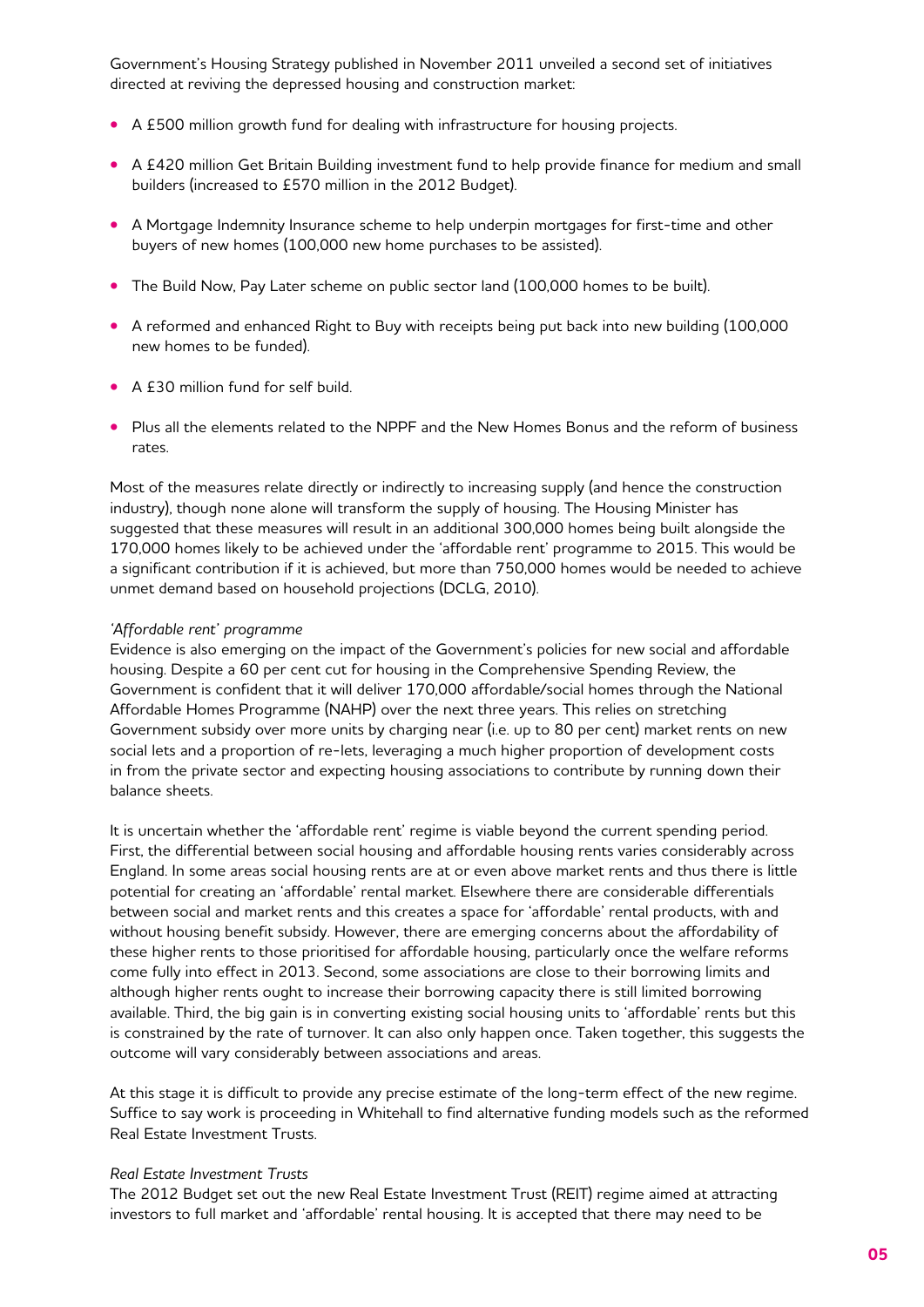Government's Housing Strategy published in November 2011 unveiled a second set of initiatives directed at reviving the depressed housing and construction market:

- A £500 million growth fund for dealing with infrastructure for housing projects.
- A £420 million Get Britain Building investment fund to help provide finance for medium and small builders (increased to £570 million in the 2012 Budget).
- A Mortgage Indemnity Insurance scheme to help underpin mortgages for first-time and other buyers of new homes (100,000 new home purchases to be assisted).
- The Build Now, Pay Later scheme on public sector land (100,000 homes to be built).
- A reformed and enhanced Right to Buy with receipts being put back into new building (100,000 new homes to be funded).
- A £30 million fund for self build.
- Plus all the elements related to the NPPF and the New Homes Bonus and the reform of business rates.

Most of the measures relate directly or indirectly to increasing supply (and hence the construction industry), though none alone will transform the supply of housing. The Housing Minister has suggested that these measures will result in an additional 300,000 homes being built alongside the 170,000 homes likely to be achieved under the 'affordable rent' programme to 2015. This would be a significant contribution if it is achieved, but more than 750,000 homes would be needed to achieve unmet demand based on household projections (DCLG, 2010).

*'Affordable rent' programme*

Evidence is also emerging on the impact of the Government's policies for new social and affordable housing. Despite a 60 per cent cut for housing in the Comprehensive Spending Review, the Government is confident that it will deliver 170,000 affordable/social homes through the National Affordable Homes Programme (NAHP) over the next three years. This relies on stretching Government subsidy over more units by charging near (i.e. up to 80 per cent) market rents on new social lets and a proportion of re-lets, leveraging a much higher proportion of development costs in from the private sector and expecting housing associations to contribute by running down their balance sheets.

It is uncertain whether the 'affordable rent' regime is viable beyond the current spending period. First, the differential between social housing and affordable housing rents varies considerably across England. In some areas social housing rents are at or even above market rents and thus there is little potential for creating an 'affordable' rental market. Elsewhere there are considerable differentials between social and market rents and this creates a space for 'affordable' rental products, with and without housing benefit subsidy. However, there are emerging concerns about the affordability of these higher rents to those prioritised for affordable housing, particularly once the welfare reforms come fully into effect in 2013. Second, some associations are close to their borrowing limits and although higher rents ought to increase their borrowing capacity there is still limited borrowing available. Third, the big gain is in converting existing social housing units to 'affordable' rents but this is constrained by the rate of turnover. It can also only happen once. Taken together, this suggests the outcome will vary considerably between associations and areas.

At this stage it is difficult to provide any precise estimate of the long-term effect of the new regime. Suffice to say work is proceeding in Whitehall to find alternative funding models such as the reformed Real Estate Investment Trusts.

*Real Estate Investment Trusts*

The 2012 Budget set out the new Real Estate Investment Trust (REIT) regime aimed at attracting investors to full market and 'affordable' rental housing. It is accepted that there may need to be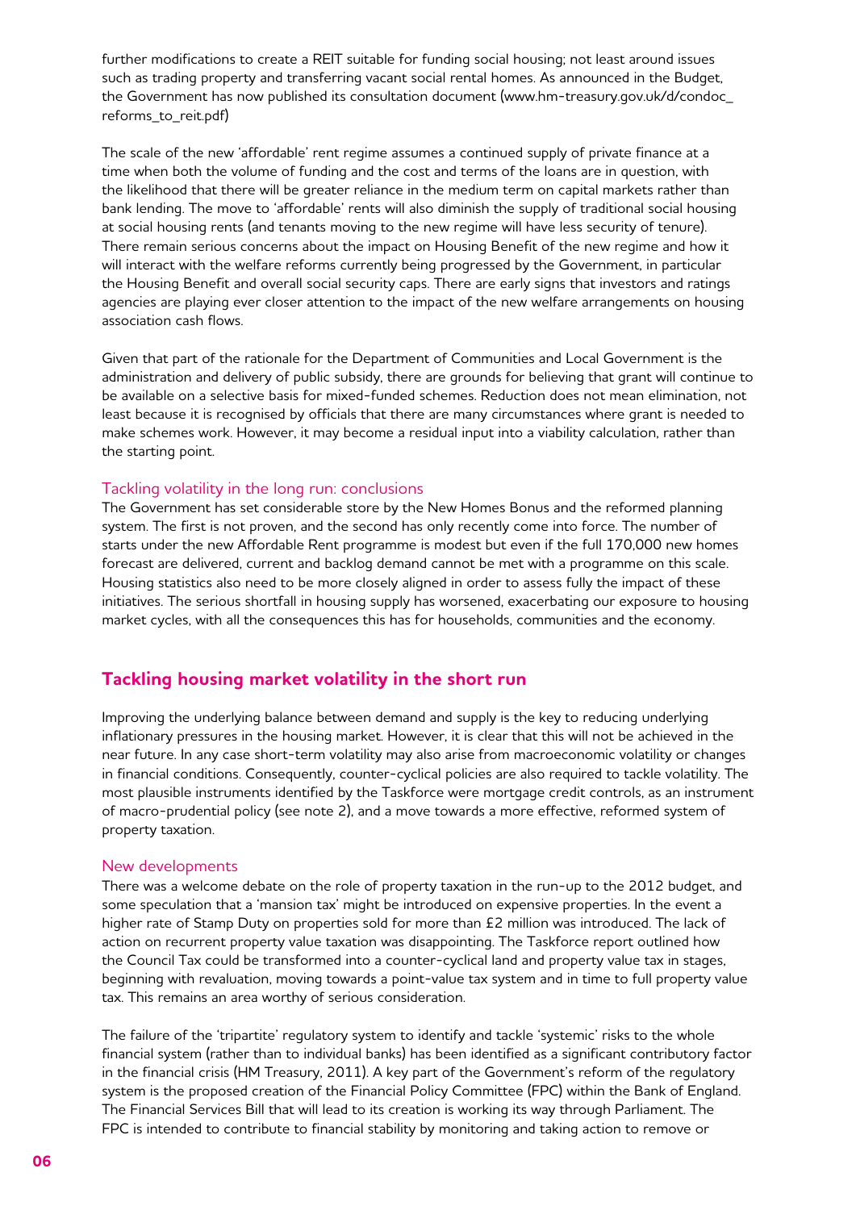further modifications to create a REIT suitable for funding social housing; not least around issues such as trading property and transferring vacant social rental homes. As announced in the Budget, the Government has now published its consultation document (www.hm-treasury.gov.uk/d/condoc_reforms_to_reit.pdf)

The scale of the new 'affordable' rent regime assumes a continued supply of private finance at a time when both the volume of funding and the cost and terms of the loans are in question, with the likelihood that there will be greater reliance in the medium term on capital markets rather than bank lending. The move to 'affordable' rents will also diminish the supply of traditional social housing at social housing rents (and tenants moving to the new regime will have less security of tenure). There remain serious concerns about the impact on Housing Benefit of the new regime and how it will interact with the welfare reforms currently being progressed by the Government, in particular the Housing Benefit and overall social security caps. There are early signs that investors and ratings agencies are playing ever closer attention to the impact of the new welfare arrangements on housing association cash flows.

Given that part of the rationale for the Department of Communities and Local Government is the administration and delivery of public subsidy, there are grounds for believing that grant will continue to be available on a selective basis for mixed-funded schemes. Reduction does not mean elimination, not least because it is recognised by officials that there are many circumstances where grant is needed to make schemes work. However, it may become a residual input into a viability calculation, rather than the starting point.

### Tackling volatility in the long run: conclusions

The Government has set considerable store by the New Homes Bonus and the reformed planning system. The first is not proven, and the second has only recently come into force. The number of starts under the new Affordable Rent programme is modest but even if the full 170,000 new homes forecast are delivered, current and backlog demand cannot be met with a programme on this scale. Housing statistics also need to be more closely aligned in order to assess fully the impact of these initiatives. The serious shortfall in housing supply has worsened, exacerbating our exposure to housing market cycles, with all the consequences this has for households, communities and the economy.

## Tackling housing market volatility in the short run

Improving the underlying balance between demand and supply is the key to reducing underlying inflationary pressures in the housing market. However, it is clear that this will not be achieved in the near future. In any case short-term volatility may also arise from macroeconomic volatility or changes in financial conditions. Consequently, counter-cyclical policies are also required to tackle volatility. The most plausible instruments identified by the Taskforce were mortgage credit controls, as an instrument of macro-prudential policy (see note 2), and a move towards a more effective, reformed system of property taxation.

### New developments

There was a welcome debate on the role of property taxation in the run-up to the 2012 budget, and some speculation that a 'mansion tax' might be introduced on expensive properties. In the event a higher rate of Stamp Duty on properties sold for more than £2 million was introduced. The lack of action on recurrent property value taxation was disappointing. The Taskforce report outlined how the Council Tax could be transformed into a counter-cyclical land and property value tax in stages, beginning with revaluation, moving towards a point-value tax system and in time to full property value tax. This remains an area worthy of serious consideration.

The failure of the 'tripartite' regulatory system to identify and tackle 'systemic' risks to the whole financial system (rather than to individual banks) has been identified as a significant contributory factor in the financial crisis (HM Treasury, 2011). A key part of the Government's reform of the regulatory system is the proposed creation of the Financial Policy Committee (FPC) within the Bank of England. The Financial Services Bill that will lead to its creation is working its way through Parliament. The FPC is intended to contribute to financial stability by monitoring and taking action to remove or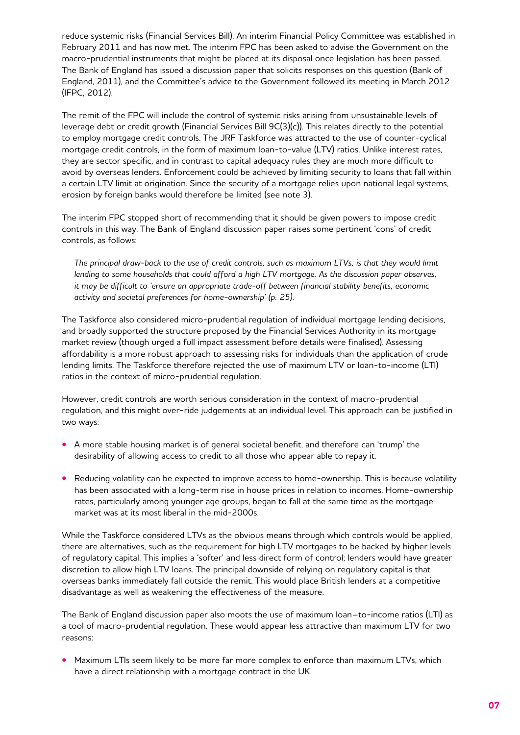reduce systemic risks (Financial Services Bill). An interim Financial Policy Committee was established in February 2011 and has now met. The interim FPC has been asked to advise the Government on the macro-prudential instruments that might be placed at its disposal once legislation has been passed. The Bank of England has issued a discussion paper that solicits responses on this question (Bank of England, 2011), and the Committee's advice to the Government followed its meeting in March 2012 (IFPC, 2012).

The remit of the FPC will include the control of systemic risks arising from unsustainable levels of leverage debt or credit growth (Financial Services Bill 9C(3)(c)). This relates directly to the potential to employ mortgage credit controls. The JRF Taskforce was attracted to the use of counter-cyclical mortgage credit controls, in the form of maximum loan-to-value (LTV) ratios. Unlike interest rates, they are sector specific, and in contrast to capital adequacy rules they are much more difficult to avoid by overseas lenders. Enforcement could be achieved by limiting security to loans that fall within a certain LTV limit at origination. Since the security of a mortgage relies upon national legal systems, erosion by foreign banks would therefore be limited (see note 3).

The interim FPC stopped short of recommending that it should be given powers to impose credit controls in this way. The Bank of England discussion paper raises some pertinent 'cons' of credit controls, as follows:

> *The principal draw-back to the use of credit controls, such as maximum LTVs, is that they would limit lending to some households that could afford a high LTV mortgage. As the discussion paper observes, it may be difficult to 'ensure an appropriate trade-off between financial stability benefits, economic activity and societal preferences for home-ownership' (p. 25).*

The Taskforce also considered micro-prudential regulation of individual mortgage lending decisions, and broadly supported the structure proposed by the Financial Services Authority in its mortgage market review (though urged a full impact assessment before details were finalised). Assessing affordability is a more robust approach to assessing risks for individuals than the application of crude lending limits. The Taskforce therefore rejected the use of maximum LTV or loan-to-income (LTI) ratios in the context of micro-prudential regulation.

However, credit controls are worth serious consideration in the context of macro-prudential regulation, and this might over-ride judgements at an individual level. This approach can be justified in two ways:

- A more stable housing market is of general societal benefit, and therefore can 'trump' the desirability of allowing access to credit to all those who appear able to repay it.
- Reducing volatility can be expected to improve access to home-ownership. This is because volatility has been associated with a long-term rise in house prices in relation to incomes. Home-ownership rates, particularly among younger age groups, began to fall at the same time as the mortgage market was at its most liberal in the mid-2000s.

While the Taskforce considered LTVs as the obvious means through which controls would be applied, there are alternatives, such as the requirement for high LTV mortgages to be backed by higher levels of regulatory capital. This implies a 'softer' and less direct form of control; lenders would have greater discretion to allow high LTV loans. The principal downside of relying on regulatory capital is that overseas banks immediately fall outside the remit. This would place British lenders at a competitive disadvantage as well as weakening the effectiveness of the measure.

The Bank of England discussion paper also moots the use of maximum loan–to-income ratios (LTI) as a tool of macro-prudential regulation. These would appear less attractive than maximum LTV for two reasons:

- Maximum LTIs seem likely to be more far more complex to enforce than maximum LTVs, which have a direct relationship with a mortgage contract in the UK.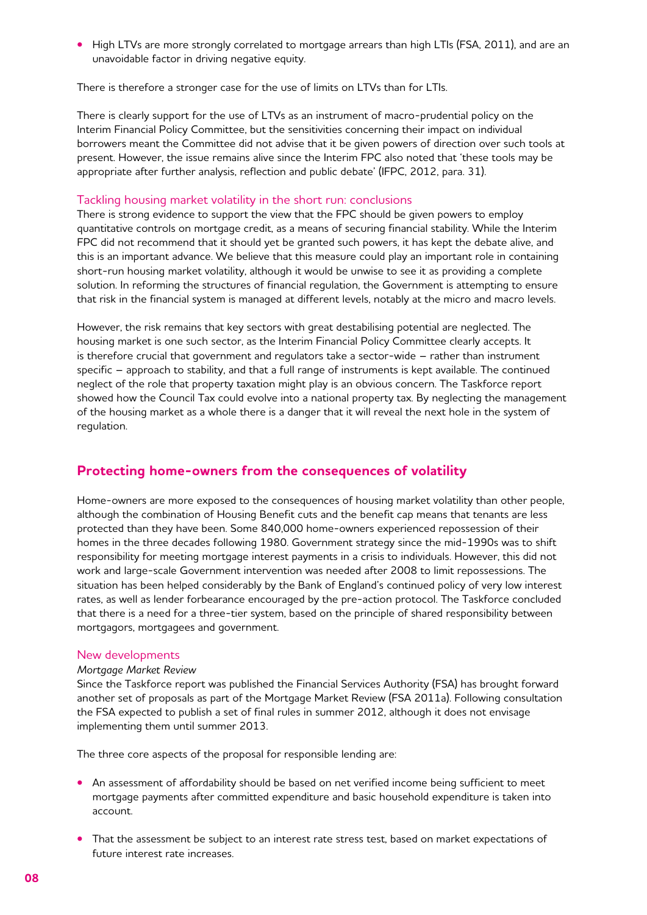- High LTVs are more strongly correlated to mortgage arrears than high LTIs (FSA, 2011), and are an unavoidable factor in driving negative equity.

There is therefore a stronger case for the use of limits on LTVs than for LTIs.

There is clearly support for the use of LTVs as an instrument of macro-prudential policy on the Interim Financial Policy Committee, but the sensitivities concerning their impact on individual borrowers meant the Committee did not advise that it be given powers of direction over such tools at present. However, the issue remains alive since the Interim FPC also noted that 'these tools may be appropriate after further analysis, reflection and public debate' (IFPC, 2012, para. 31).

### Tackling housing market volatility in the short run: conclusions

There is strong evidence to support the view that the FPC should be given powers to employ quantitative controls on mortgage credit, as a means of securing financial stability. While the Interim FPC did not recommend that it should yet be granted such powers, it has kept the debate alive, and this is an important advance. We believe that this measure could play an important role in containing short-run housing market volatility, although it would be unwise to see it as providing a complete solution. In reforming the structures of financial regulation, the Government is attempting to ensure that risk in the financial system is managed at different levels, notably at the micro and macro levels.

However, the risk remains that key sectors with great destabilising potential are neglected. The housing market is one such sector, as the Interim Financial Policy Committee clearly accepts. It is therefore crucial that government and regulators take a sector-wide – rather than instrument specific – approach to stability, and that a full range of instruments is kept available. The continued neglect of the role that property taxation might play is an obvious concern. The Taskforce report showed how the Council Tax could evolve into a national property tax. By neglecting the management of the housing market as a whole there is a danger that it will reveal the next hole in the system of regulation.

## Protecting home-owners from the consequences of volatility

Home-owners are more exposed to the consequences of housing market volatility than other people, although the combination of Housing Benefit cuts and the benefit cap means that tenants are less protected than they have been. Some 840,000 home-owners experienced repossession of their homes in the three decades following 1980. Government strategy since the mid-1990s was to shift responsibility for meeting mortgage interest payments in a crisis to individuals. However, this did not work and large-scale Government intervention was needed after 2008 to limit repossessions. The situation has been helped considerably by the Bank of England's continued policy of very low interest rates, as well as lender forbearance encouraged by the pre-action protocol. The Taskforce concluded that there is a need for a three-tier system, based on the principle of shared responsibility between mortgagors, mortgagees and government.

### New developments

*Mortgage Market Review*

Since the Taskforce report was published the Financial Services Authority (FSA) has brought forward another set of proposals as part of the Mortgage Market Review (FSA 2011a). Following consultation the FSA expected to publish a set of final rules in summer 2012, although it does not envisage implementing them until summer 2013.

The three core aspects of the proposal for responsible lending are:

- An assessment of affordability should be based on net verified income being sufficient to meet mortgage payments after committed expenditure and basic household expenditure is taken into account.

- That the assessment be subject to an interest rate stress test, based on market expectations of future interest rate increases.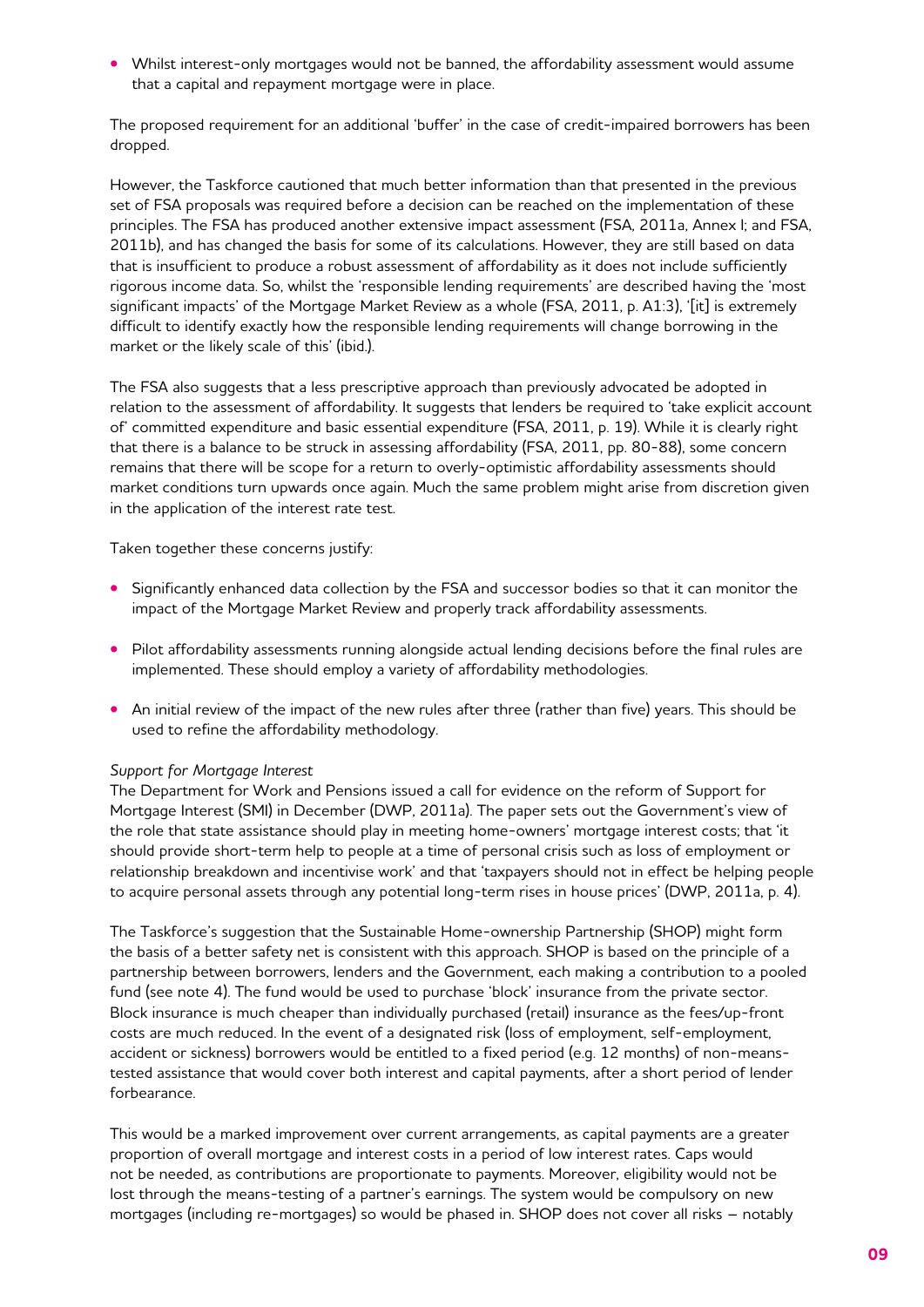- Whilst interest-only mortgages would not be banned, the affordability assessment would assume that a capital and repayment mortgage were in place.

The proposed requirement for an additional 'buffer' in the case of credit-impaired borrowers has been dropped.

However, the Taskforce cautioned that much better information than that presented in the previous set of FSA proposals was required before a decision can be reached on the implementation of these principles. The FSA has produced another extensive impact assessment (FSA, 2011a, Annex I; and FSA, 2011b), and has changed the basis for some of its calculations. However, they are still based on data that is insufficient to produce a robust assessment of affordability as it does not include sufficiently rigorous income data. So, whilst the 'responsible lending requirements' are described having the 'most significant impacts' of the Mortgage Market Review as a whole (FSA, 2011, p. A1:3), '[it] is extremely difficult to identify exactly how the responsible lending requirements will change borrowing in the market or the likely scale of this' (ibid.).

The FSA also suggests that a less prescriptive approach than previously advocated be adopted in relation to the assessment of affordability. It suggests that lenders be required to 'take explicit account of' committed expenditure and basic essential expenditure (FSA, 2011, p. 19). While it is clearly right that there is a balance to be struck in assessing affordability (FSA, 2011, pp. 80-88), some concern remains that there will be scope for a return to overly-optimistic affordability assessments should market conditions turn upwards once again. Much the same problem might arise from discretion given in the application of the interest rate test.

Taken together these concerns justify:

- Significantly enhanced data collection by the FSA and successor bodies so that it can monitor the impact of the Mortgage Market Review and properly track affordability assessments.
- Pilot affordability assessments running alongside actual lending decisions before the final rules are implemented. These should employ a variety of affordability methodologies.
- An initial review of the impact of the new rules after three (rather than five) years. This should be used to refine the affordability methodology.

*Support for Mortgage Interest*

The Department for Work and Pensions issued a call for evidence on the reform of Support for Mortgage Interest (SMI) in December (DWP, 2011a). The paper sets out the Government's view of the role that state assistance should play in meeting home-owners' mortgage interest costs; that 'it should provide short-term help to people at a time of personal crisis such as loss of employment or relationship breakdown and incentivise work' and that 'taxpayers should not in effect be helping people to acquire personal assets through any potential long-term rises in house prices' (DWP, 2011a, p. 4).

The Taskforce's suggestion that the Sustainable Home-ownership Partnership (SHOP) might form the basis of a better safety net is consistent with this approach. SHOP is based on the principle of a partnership between borrowers, lenders and the Government, each making a contribution to a pooled fund (see note 4). The fund would be used to purchase 'block' insurance from the private sector. Block insurance is much cheaper than individually purchased (retail) insurance as the fees/up-front costs are much reduced. In the event of a designated risk (loss of employment, self-employment, accident or sickness) borrowers would be entitled to a fixed period (e.g. 12 months) of non-means-tested assistance that would cover both interest and capital payments, after a short period of lender forbearance.

This would be a marked improvement over current arrangements, as capital payments are a greater proportion of overall mortgage and interest costs in a period of low interest rates. Caps would not be needed, as contributions are proportionate to payments. Moreover, eligibility would not be lost through the means-testing of a partner's earnings. The system would be compulsory on new mortgages (including re-mortgages) so would be phased in. SHOP does not cover all risks – notably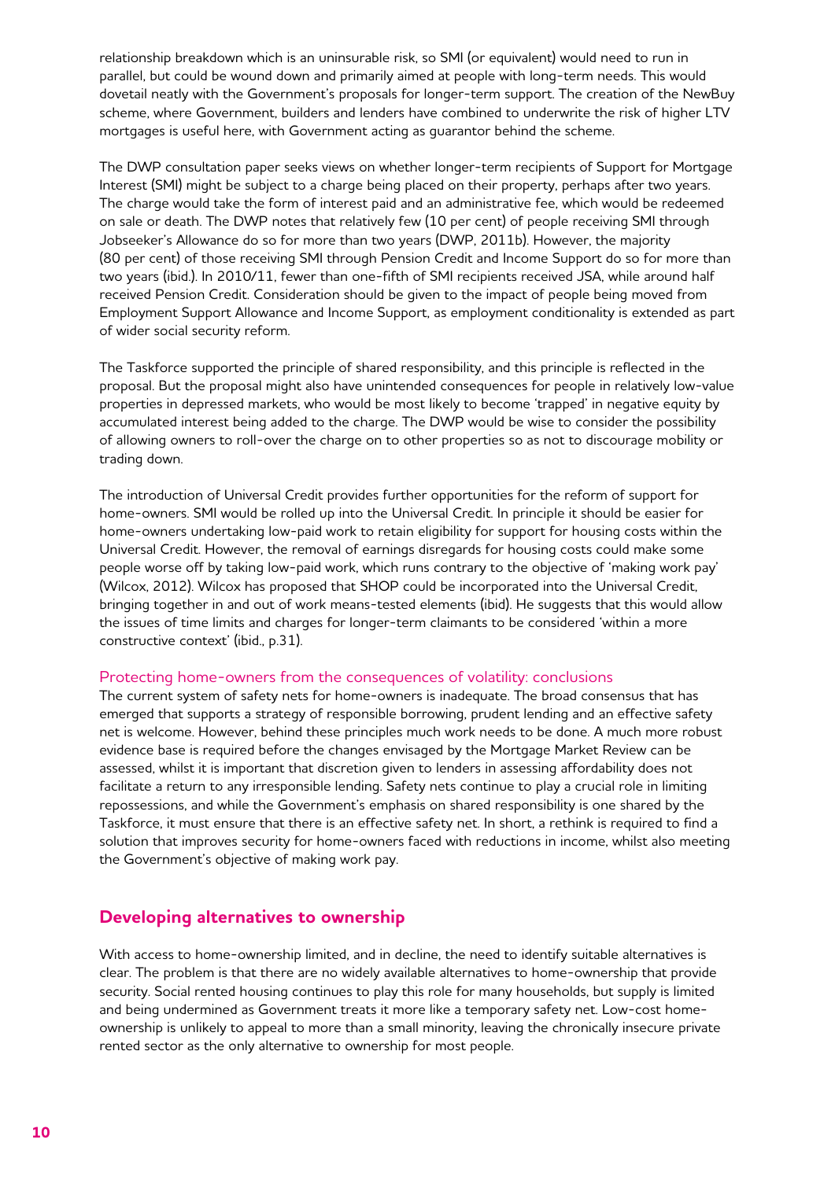relationship breakdown which is an uninsurable risk, so SMI (or equivalent) would need to run in parallel, but could be wound down and primarily aimed at people with long-term needs. This would dovetail neatly with the Government's proposals for longer-term support. The creation of the NewBuy scheme, where Government, builders and lenders have combined to underwrite the risk of higher LTV mortgages is useful here, with Government acting as guarantor behind the scheme.

The DWP consultation paper seeks views on whether longer-term recipients of Support for Mortgage Interest (SMI) might be subject to a charge being placed on their property, perhaps after two years. The charge would take the form of interest paid and an administrative fee, which would be redeemed on sale or death. The DWP notes that relatively few (10 per cent) of people receiving SMI through Jobseeker's Allowance do so for more than two years (DWP, 2011b). However, the majority (80 per cent) of those receiving SMI through Pension Credit and Income Support do so for more than two years (ibid.). In 2010/11, fewer than one-fifth of SMI recipients received JSA, while around half received Pension Credit. Consideration should be given to the impact of people being moved from Employment Support Allowance and Income Support, as employment conditionality is extended as part of wider social security reform.

The Taskforce supported the principle of shared responsibility, and this principle is reflected in the proposal. But the proposal might also have unintended consequences for people in relatively low-value properties in depressed markets, who would be most likely to become 'trapped' in negative equity by accumulated interest being added to the charge. The DWP would be wise to consider the possibility of allowing owners to roll-over the charge on to other properties so as not to discourage mobility or trading down.

The introduction of Universal Credit provides further opportunities for the reform of support for home-owners. SMI would be rolled up into the Universal Credit. In principle it should be easier for home-owners undertaking low-paid work to retain eligibility for support for housing costs within the Universal Credit. However, the removal of earnings disregards for housing costs could make some people worse off by taking low-paid work, which runs contrary to the objective of 'making work pay' (Wilcox, 2012). Wilcox has proposed that SHOP could be incorporated into the Universal Credit, bringing together in and out of work means-tested elements (ibid). He suggests that this would allow the issues of time limits and charges for longer-term claimants to be considered 'within a more constructive context' (ibid., p.31).

### Protecting home-owners from the consequences of volatility: conclusions

The current system of safety nets for home-owners is inadequate. The broad consensus that has emerged that supports a strategy of responsible borrowing, prudent lending and an effective safety net is welcome. However, behind these principles much work needs to be done. A much more robust evidence base is required before the changes envisaged by the Mortgage Market Review can be assessed, whilst it is important that discretion given to lenders in assessing affordability does not facilitate a return to any irresponsible lending. Safety nets continue to play a crucial role in limiting repossessions, and while the Government's emphasis on shared responsibility is one shared by the Taskforce, it must ensure that there is an effective safety net. In short, a rethink is required to find a solution that improves security for home-owners faced with reductions in income, whilst also meeting the Government's objective of making work pay.

## Developing alternatives to ownership

With access to home-ownership limited, and in decline, the need to identify suitable alternatives is clear. The problem is that there are no widely available alternatives to home-ownership that provide security. Social rented housing continues to play this role for many households, but supply is limited and being undermined as Government treats it more like a temporary safety net. Low-cost home-ownership is unlikely to appeal to more than a small minority, leaving the chronically insecure private rented sector as the only alternative to ownership for most people.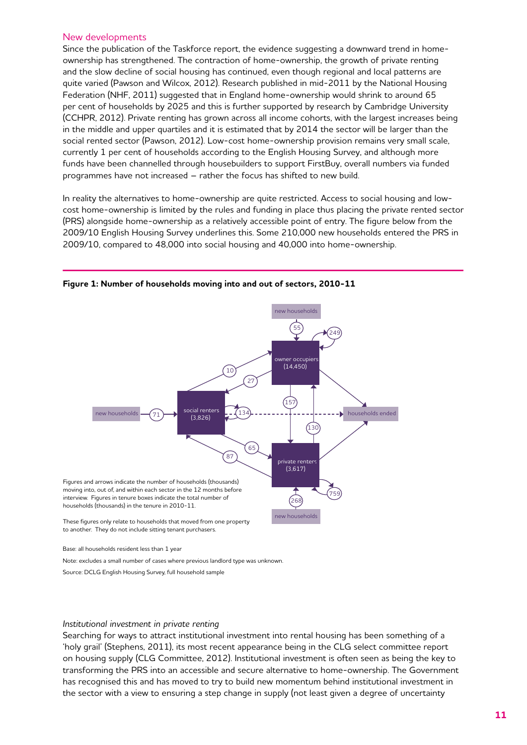## New developments

Since the publication of the Taskforce report, the evidence suggesting a downward trend in home-ownership has strengthened. The contraction of home-ownership, the growth of private renting and the slow decline of social housing has continued, even though regional and local patterns are quite varied (Pawson and Wilcox, 2012). Research published in mid-2011 by the National Housing Federation (NHF, 2011) suggested that in England home-ownership would shrink to around 65 per cent of households by 2025 and this is further supported by research by Cambridge University (CCHPR, 2012). Private renting has grown across all income cohorts, with the largest increases being in the middle and upper quartiles and it is estimated that by 2014 the sector will be larger than the social rented sector (Pawson, 2012). Low-cost home-ownership provision remains very small scale, currently 1 per cent of households according to the English Housing Survey, and although more funds have been channelled through housebuilders to support FirstBuy, overall numbers via funded programmes have not increased – rather the focus has shifted to new build.

In reality the alternatives to home-ownership are quite restricted. Access to social housing and low-cost home-ownership is limited by the rules and funding in place thus placing the private rented sector (PRS) alongside home-ownership as a relatively accessible point of entry. The figure below from the 2009/10 English Housing Survey underlines this. Some 210,000 new households entered the PRS in 2009/10, compared to 48,000 into social housing and 40,000 into home-ownership.

**Figure 1: Number of households moving into and out of sectors, 2010-11**

new households → 55 → owner occupiers (14,450); owner occupiers → owner occupiers: 249

new households → 71 → social renters (3,826); social renters → social renters: 134

new households → 268 → private renters (3,617); private renters → private renters: 759

social renters → owner occupiers: 10; owner occupiers → social renters: 27

owner occupiers → private renters: 157; private renters → owner occupiers: 130

social renters → private renters: 65; private renters → social renters: 87

owner occupiers, social renters, private renters → households ended

Figures and arrows indicate the number of households (thousands) moving into, out of, and within each sector in the 12 months before interview. Figures in tenure boxes indicate the total number of households (thousands) in the tenure in 2010-11.

These figures only relate to households that moved from one property to another. They do not include sitting tenant purchasers.

Base: all households resident less than 1 year

Note: excludes a small number of cases where previous landlord type was unknown.

Source: DCLG English Housing Survey, full household sample

### *Institutional investment in private renting*

Searching for ways to attract institutional investment into rental housing has been something of a 'holy grail' (Stephens, 2011), its most recent appearance being in the CLG select committee report on housing supply (CLG Committee, 2012). Institutional investment is often seen as being the key to transforming the PRS into an accessible and secure alternative to home-ownership. The Government has recognised this and has moved to try to build new momentum behind institutional investment in the sector with a view to ensuring a step change in supply (not least given a degree of uncertainty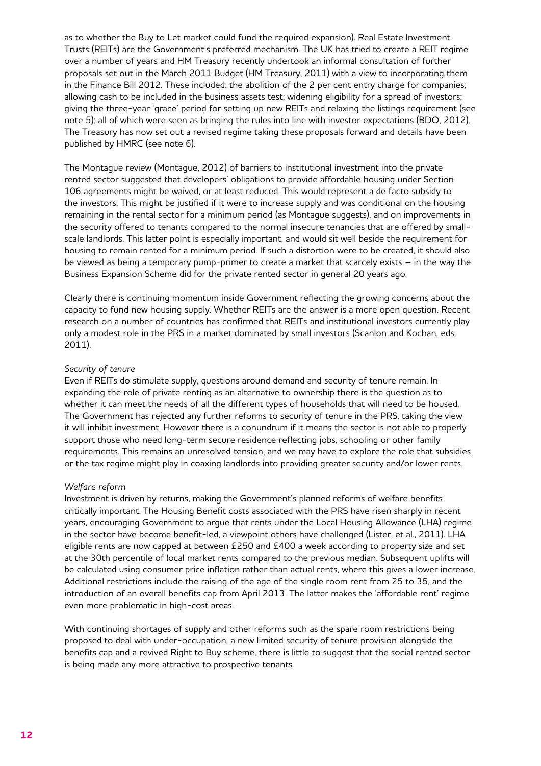as to whether the Buy to Let market could fund the required expansion). Real Estate Investment Trusts (REITs) are the Government's preferred mechanism. The UK has tried to create a REIT regime over a number of years and HM Treasury recently undertook an informal consultation of further proposals set out in the March 2011 Budget (HM Treasury, 2011) with a view to incorporating them in the Finance Bill 2012. These included: the abolition of the 2 per cent entry charge for companies; allowing cash to be included in the business assets test; widening eligibility for a spread of investors; giving the three-year 'grace' period for setting up new REITs and relaxing the listings requirement (see note 5): all of which were seen as bringing the rules into line with investor expectations (BDO, 2012). The Treasury has now set out a revised regime taking these proposals forward and details have been published by HMRC (see note 6).

The Montague review (Montague, 2012) of barriers to institutional investment into the private rented sector suggested that developers' obligations to provide affordable housing under Section 106 agreements might be waived, or at least reduced. This would represent a de facto subsidy to the investors. This might be justified if it were to increase supply and was conditional on the housing remaining in the rental sector for a minimum period (as Montague suggests), and on improvements in the security offered to tenants compared to the normal insecure tenancies that are offered by small-scale landlords. This latter point is especially important, and would sit well beside the requirement for housing to remain rented for a minimum period. If such a distortion were to be created, it should also be viewed as being a temporary pump-primer to create a market that scarcely exists – in the way the Business Expansion Scheme did for the private rented sector in general 20 years ago.

Clearly there is continuing momentum inside Government reflecting the growing concerns about the capacity to fund new housing supply. Whether REITs are the answer is a more open question. Recent research on a number of countries has confirmed that REITs and institutional investors currently play only a modest role in the PRS in a market dominated by small investors (Scanlon and Kochan, eds, 2011).

*Security of tenure*

Even if REITs do stimulate supply, questions around demand and security of tenure remain. In expanding the role of private renting as an alternative to ownership there is the question as to whether it can meet the needs of all the different types of households that will need to be housed. The Government has rejected any further reforms to security of tenure in the PRS, taking the view it will inhibit investment. However there is a conundrum if it means the sector is not able to properly support those who need long-term secure residence reflecting jobs, schooling or other family requirements. This remains an unresolved tension, and we may have to explore the role that subsidies or the tax regime might play in coaxing landlords into providing greater security and/or lower rents.

*Welfare reform*

Investment is driven by returns, making the Government's planned reforms of welfare benefits critically important. The Housing Benefit costs associated with the PRS have risen sharply in recent years, encouraging Government to argue that rents under the Local Housing Allowance (LHA) regime in the sector have become benefit-led, a viewpoint others have challenged (Lister, et al., 2011). LHA eligible rents are now capped at between £250 and £400 a week according to property size and set at the 30th percentile of local market rents compared to the previous median. Subsequent uplifts will be calculated using consumer price inflation rather than actual rents, where this gives a lower increase. Additional restrictions include the raising of the age of the single room rent from 25 to 35, and the introduction of an overall benefits cap from April 2013. The latter makes the 'affordable rent' regime even more problematic in high-cost areas.

With continuing shortages of supply and other reforms such as the spare room restrictions being proposed to deal with under-occupation, a new limited security of tenure provision alongside the benefits cap and a revived Right to Buy scheme, there is little to suggest that the social rented sector is being made any more attractive to prospective tenants.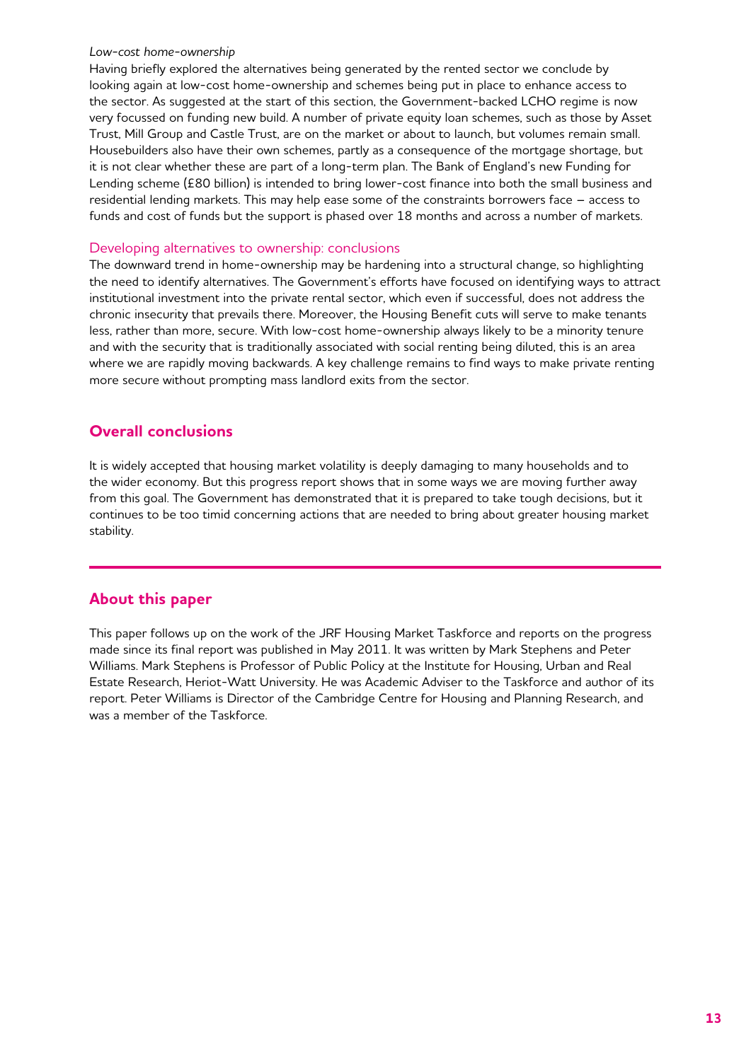*Low-cost home-ownership*

Having briefly explored the alternatives being generated by the rented sector we conclude by looking again at low-cost home-ownership and schemes being put in place to enhance access to the sector. As suggested at the start of this section, the Government-backed LCHO regime is now very focussed on funding new build. A number of private equity loan schemes, such as those by Asset Trust, Mill Group and Castle Trust, are on the market or about to launch, but volumes remain small. Housebuilders also have their own schemes, partly as a consequence of the mortgage shortage, but it is not clear whether these are part of a long-term plan. The Bank of England's new Funding for Lending scheme (£80 billion) is intended to bring lower-cost finance into both the small business and residential lending markets. This may help ease some of the constraints borrowers face – access to funds and cost of funds but the support is phased over 18 months and across a number of markets.

### Developing alternatives to ownership: conclusions

The downward trend in home-ownership may be hardening into a structural change, so highlighting the need to identify alternatives. The Government's efforts have focused on identifying ways to attract institutional investment into the private rental sector, which even if successful, does not address the chronic insecurity that prevails there. Moreover, the Housing Benefit cuts will serve to make tenants less, rather than more, secure. With low-cost home-ownership always likely to be a minority tenure and with the security that is traditionally associated with social renting being diluted, this is an area where we are rapidly moving backwards. A key challenge remains to find ways to make private renting more secure without prompting mass landlord exits from the sector.

## Overall conclusions

It is widely accepted that housing market volatility is deeply damaging to many households and to the wider economy. But this progress report shows that in some ways we are moving further away from this goal. The Government has demonstrated that it is prepared to take tough decisions, but it continues to be too timid concerning actions that are needed to bring about greater housing market stability.

## About this paper

This paper follows up on the work of the JRF Housing Market Taskforce and reports on the progress made since its final report was published in May 2011. It was written by Mark Stephens and Peter Williams. Mark Stephens is Professor of Public Policy at the Institute for Housing, Urban and Real Estate Research, Heriot-Watt University. He was Academic Adviser to the Taskforce and author of its report. Peter Williams is Director of the Cambridge Centre for Housing and Planning Research, and was a member of the Taskforce.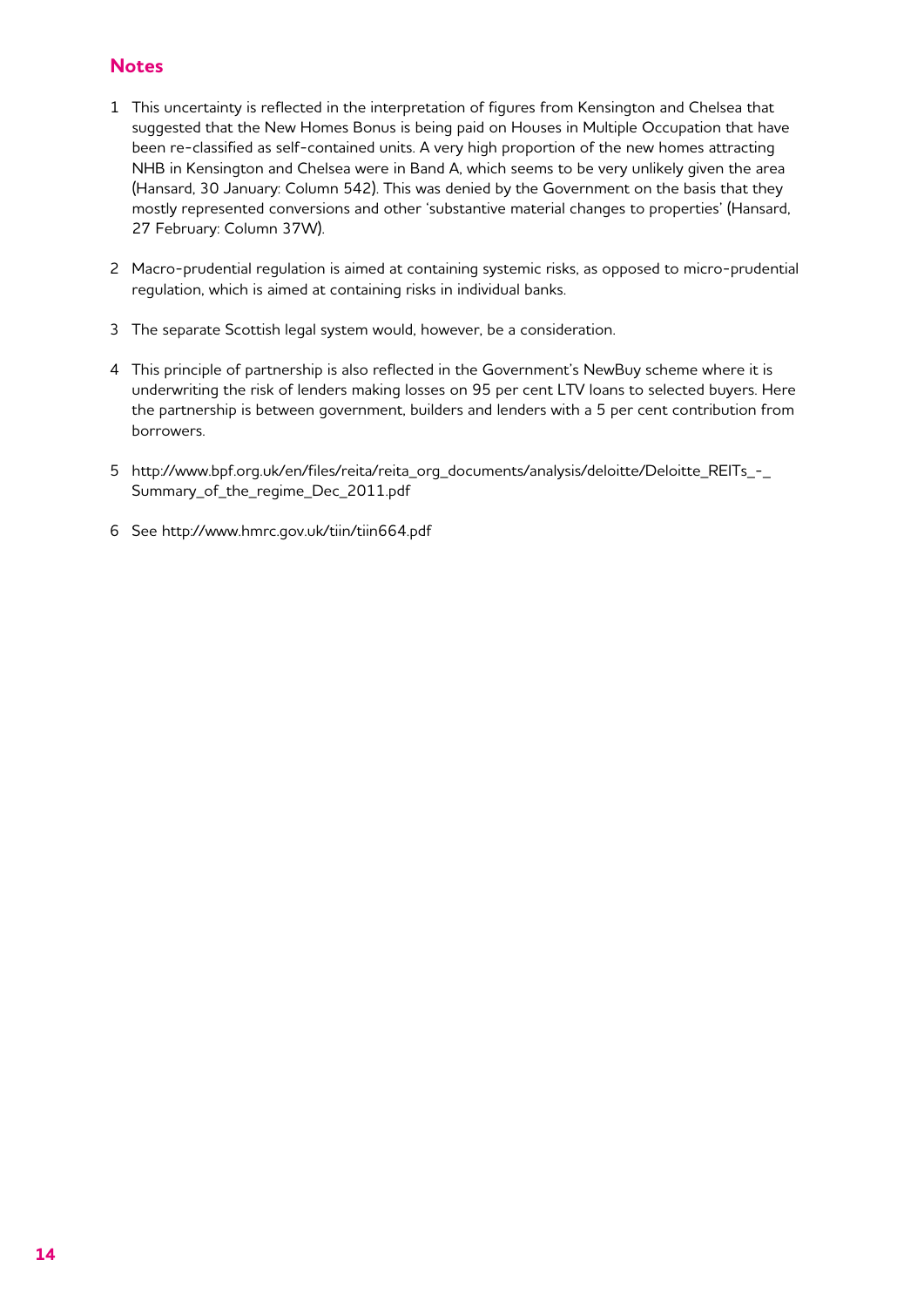## Notes

1. This uncertainty is reflected in the interpretation of figures from Kensington and Chelsea that suggested that the New Homes Bonus is being paid on Houses in Multiple Occupation that have been re-classified as self-contained units. A very high proportion of the new homes attracting NHB in Kensington and Chelsea were in Band A, which seems to be very unlikely given the area (Hansard, 30 January: Column 542). This was denied by the Government on the basis that they mostly represented conversions and other 'substantive material changes to properties' (Hansard, 27 February: Column 37W).

2. Macro-prudential regulation is aimed at containing systemic risks, as opposed to micro-prudential regulation, which is aimed at containing risks in individual banks.

3. The separate Scottish legal system would, however, be a consideration.

4. This principle of partnership is also reflected in the Government's NewBuy scheme where it is underwriting the risk of lenders making losses on 95 per cent LTV loans to selected buyers. Here the partnership is between government, builders and lenders with a 5 per cent contribution from borrowers.

5. http://www.bpf.org.uk/en/files/reita/reita_org_documents/analysis/deloitte/Deloitte_REITs_-_Summary_of_the_regime_Dec_2011.pdf

6. See http://www.hmrc.gov.uk/tiin/tiin664.pdf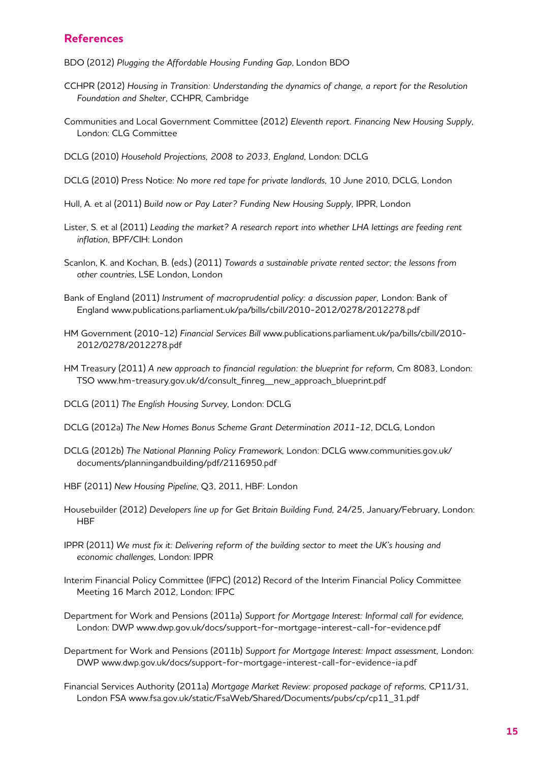## References

BDO (2012) *Plugging the Affordable Housing Funding Gap*, London BDO

CCHPR (2012) *Housing in Transition: Understanding the dynamics of change, a report for the Resolution Foundation and Shelter*, CCHPR, Cambridge

Communities and Local Government Committee (2012) *Eleventh report. Financing New Housing Supply*, London: CLG Committee

DCLG (2010) *Household Projections, 2008 to 2033, England*, London: DCLG

DCLG (2010) Press Notice: *No more red tape for private landlords*, 10 June 2010, DCLG, London

Hull, A. et al (2011) *Build now or Pay Later? Funding New Housing Supply*, IPPR, London

Lister, S. et al (2011) *Leading the market? A research report into whether LHA lettings are feeding rent inflation*, BPF/CIH: London

Scanlon, K. and Kochan, B. (eds.) (2011) *Towards a sustainable private rented sector; the lessons from other countries*, LSE London, London

Bank of England (2011) *Instrument of macroprudential policy: a discussion paper*, London: Bank of England www.publications.parliament.uk/pa/bills/cbill/2010-2012/0278/2012278.pdf

HM Government (2010-12) *Financial Services Bill* www.publications.parliament.uk/pa/bills/cbill/2010-2012/0278/2012278.pdf

HM Treasury (2011) *A new approach to financial regulation: the blueprint for reform*, Cm 8083, London: TSO www.hm-treasury.gov.uk/d/consult_finreg__new_approach_blueprint.pdf

DCLG (2011) *The English Housing Survey*, London: DCLG

DCLG (2012a) *The New Homes Bonus Scheme Grant Determination 2011-12*, DCLG, London

DCLG (2012b) *The National Planning Policy Framework*, London: DCLG www.communities.gov.uk/documents/planningandbuilding/pdf/2116950.pdf

HBF (2011) *New Housing Pipeline*, Q3, 2011, HBF: London

Housebuilder (2012) *Developers line up for Get Britain Building Fund*, 24/25, January/February, London: HBF

IPPR (2011) *We must fix it: Delivering reform of the building sector to meet the UK's housing and economic challenges*, London: IPPR

Interim Financial Policy Committee (IFPC) (2012) Record of the Interim Financial Policy Committee Meeting 16 March 2012, London: IFPC

Department for Work and Pensions (2011a) *Support for Mortgage Interest: Informal call for evidence*, London: DWP www.dwp.gov.uk/docs/support-for-mortgage-interest-call-for-evidence.pdf

Department for Work and Pensions (2011b) *Support for Mortgage Interest: Impact assessment*, London: DWP www.dwp.gov.uk/docs/support-for-mortgage-interest-call-for-evidence-ia.pdf

Financial Services Authority (2011a) *Mortgage Market Review: proposed package of reforms*, CP11/31, London FSA www.fsa.gov.uk/static/FsaWeb/Shared/Documents/pubs/cp/cp11_31.pdf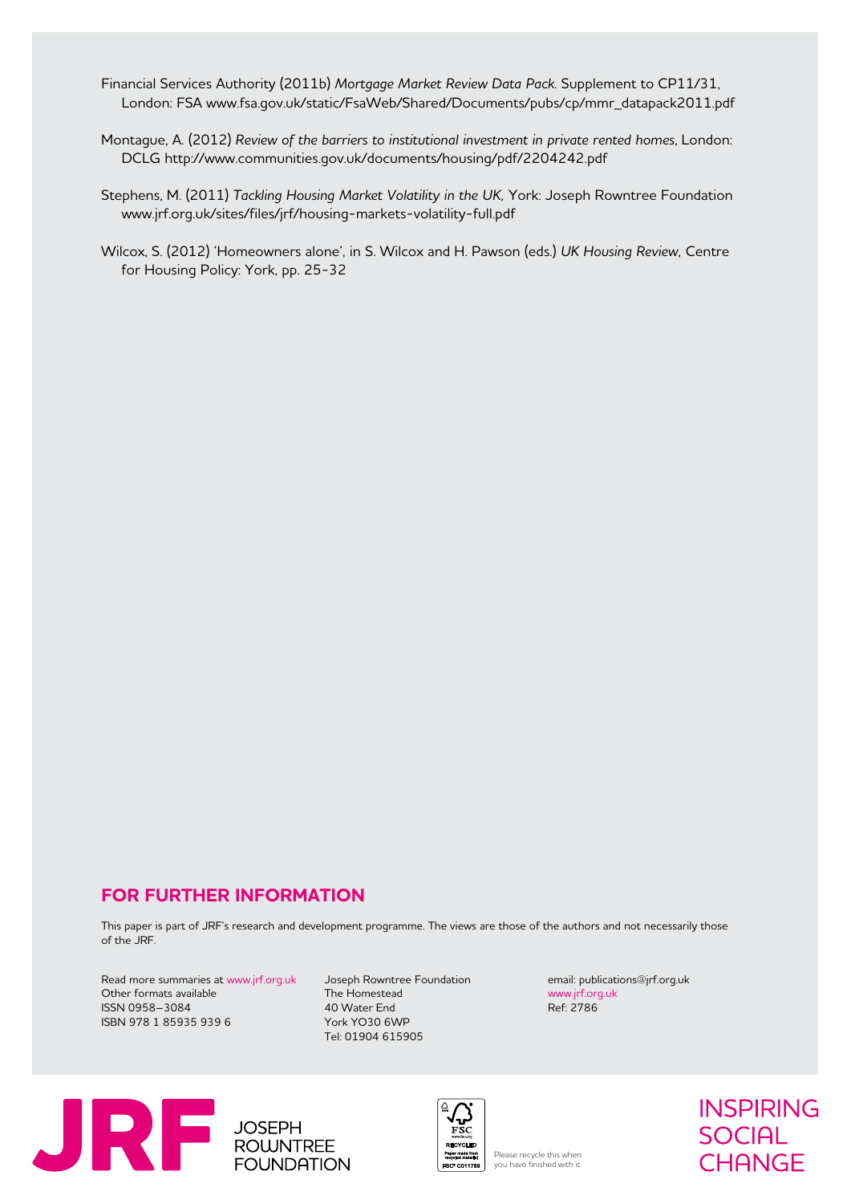Financial Services Authority (2011b) *Mortgage Market Review Data Pack.* Supplement to CP11/31, London: FSA www.fsa.gov.uk/static/FsaWeb/Shared/Documents/pubs/cp/mmr_datapack2011.pdf

Montague, A. (2012) *Review of the barriers to institutional investment in private rented homes*, London: DCLG http://www.communities.gov.uk/documents/housing/pdf/2204242.pdf

Stephens, M. (2011) *Tackling Housing Market Volatility in the UK,* York: Joseph Rowntree Foundation www.jrf.org.uk/sites/files/jrf/housing-markets-volatility-full.pdf

Wilcox, S. (2012) 'Homeowners alone', in S. Wilcox and H. Pawson (eds.) *UK Housing Review,* Centre for Housing Policy: York, pp. 25-32

## FOR FURTHER INFORMATION

This paper is part of JRF's research and development programme. The views are those of the authors and not necessarily those of the JRF.

Read more summaries at www.jrf.org.uk
Other formats available
ISSN 0958–3084
ISBN 978 1 85935 939 6

Joseph Rowntree Foundation
The Homestead
40 Water End
York YO30 6WP
Tel: 01904 615905

email: publications@jrf.org.uk
www.jrf.org.uk
Ref: 2786

JRF JOSEPH ROWNTREE FOUNDATION

Please recycle this when you have finished with it.

INSPIRING SOCIAL CHANGE